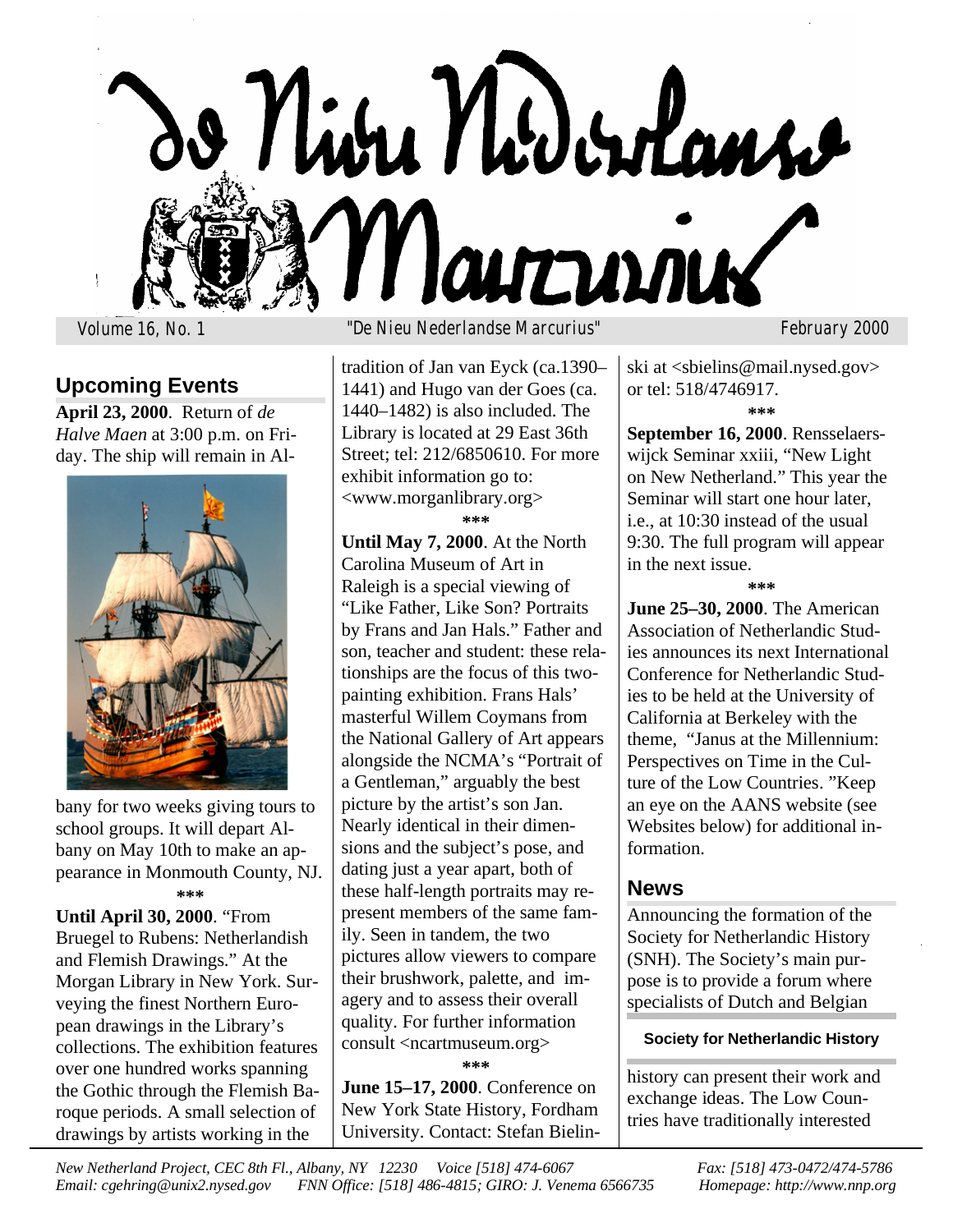# De Nieu Nederlanse Marcurius

Volume 16, No. 1 — "De Nieu Nederlandse Marcurius" — February 2000

## Upcoming Events

**April 23, 2000**. Return of *de Halve Maen* at 3:00 p.m. on Friday. The ship will remain in Albany for two weeks giving tours to school groups. It will depart Albany on May 10th to make an appearance in Monmouth County, NJ.

***

**Until April 30, 2000**. "From Bruegel to Rubens: Netherlandish and Flemish Drawings." At the Morgan Library in New York. Surveying the finest Northern European drawings in the Library's collections. The exhibition features over one hundred works spanning the Gothic through the Flemish Baroque periods. A small selection of drawings by artists working in the tradition of Jan van Eyck (ca.1390–1441) and Hugo van der Goes (ca. 1440–1482) is also included. The Library is located at 29 East 36th Street; tel: 212/6850610. For more exhibit information go to: <www.morganlibrary.org>

***

**Until May 7, 2000**. At the North Carolina Museum of Art in Raleigh is a special viewing of "Like Father, Like Son? Portraits by Frans and Jan Hals." Father and son, teacher and student: these relationships are the focus of this two-painting exhibition. Frans Hals' masterful Willem Coymans from the National Gallery of Art appears alongside the NCMA's "Portrait of a Gentleman," arguably the best picture by the artist's son Jan. Nearly identical in their dimensions and the subject's pose, and dating just a year apart, both of these half-length portraits may represent members of the same family. Seen in tandem, the two pictures allow viewers to compare their brushwork, palette, and imagery and to assess their overall quality. For further information consult <ncartmuseum.org>

***

**June 15–17, 2000**. Conference on New York State History, Fordham University. Contact: Stefan Bielinski at <sbielins@mail.nysed.gov> or tel: 518/4746917.

***

**September 16, 2000**. Rensselaerswijck Seminar xxiii, "New Light on New Netherland." This year the Seminar will start one hour later, i.e., at 10:30 instead of the usual 9:30. The full program will appear in the next issue.

***

**June 25–30, 2000**. The American Association of Netherlandic Studies announces its next International Conference for Netherlandic Studies to be held at the University of California at Berkeley with the theme, "Janus at the Millennium: Perspectives on Time in the Culture of the Low Countries. "Keep an eye on the AANS website (see Websites below) for additional information.

## News

Announcing the formation of the Society for Netherlandic History (SNH). The Society's main purpose is to provide a forum where specialists of Dutch and Belgian history can present their work and exchange ideas. The Low Countries have traditionally interested

*New Netherland Project, CEC 8th Fl., Albany, NY 12230 Voice [518] 474-6067 Fax: [518] 473-0472/474-5786*
*Email: cgehring@unix2.nysed.gov FNN Office: [518] 486-4815; GIRO: J. Venema 6566735 Homepage: http://www.nnp.org*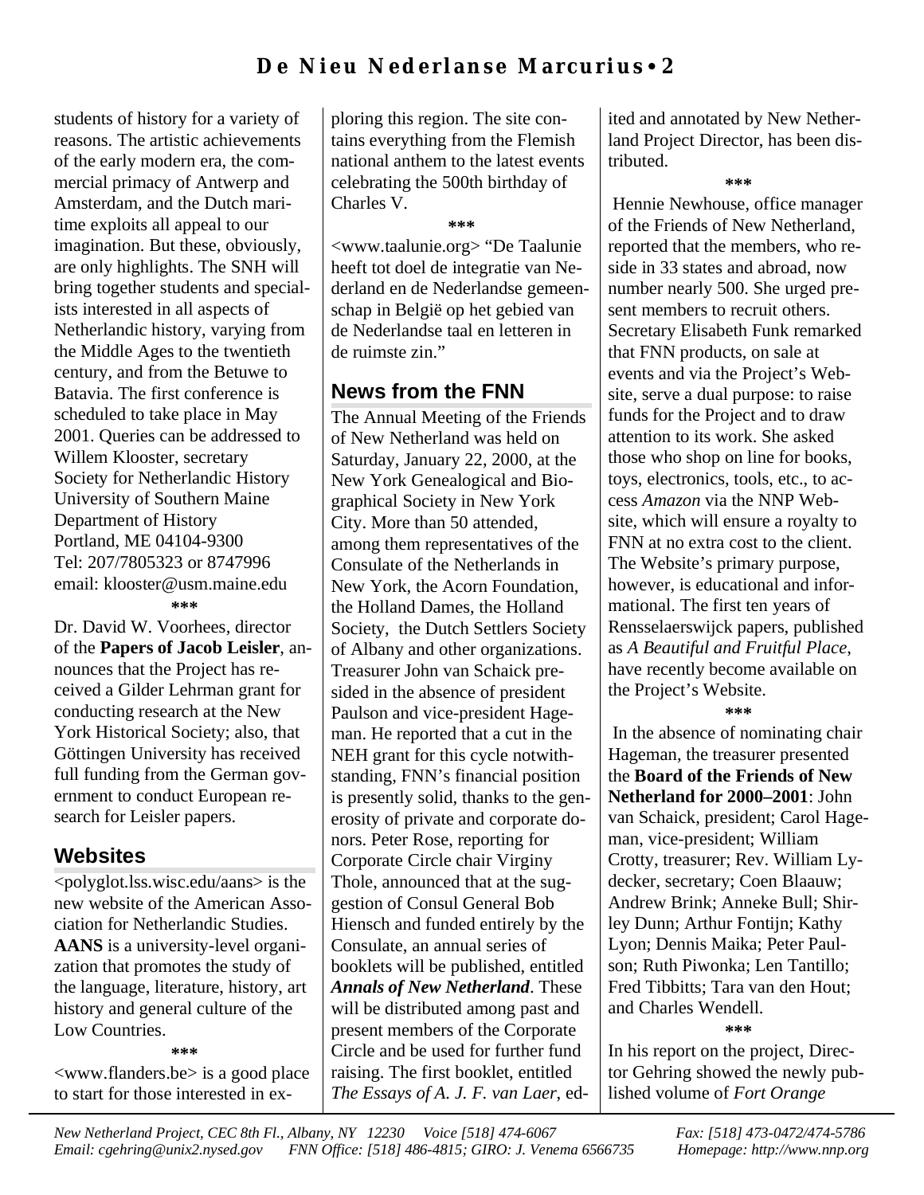students of history for a variety of reasons. The artistic achievements of the early modern era, the commercial primacy of Antwerp and Amsterdam, and the Dutch maritime exploits all appeal to our imagination. But these, obviously, are only highlights. The SNH will bring together students and specialists interested in all aspects of Netherlandic history, varying from the Middle Ages to the twentieth century, and from the Betuwe to Batavia. The first conference is scheduled to take place in May 2001. Queries can be addressed to Willem Klooster, secretary
Society for Netherlandic History
University of Southern Maine
Department of History
Portland, ME 04104-9300
Tel: 207/7805323 or 8747996
email: klooster@usm.maine.edu

\*\*\*

Dr. David W. Voorhees, director of the **Papers of Jacob Leisler**, announces that the Project has received a Gilder Lehrman grant for conducting research at the New York Historical Society; also, that Göttingen University has received full funding from the German government to conduct European research for Leisler papers.

## Websites

<polyglot.lss.wisc.edu/aans> is the new website of the American Association for Netherlandic Studies. **AANS** is a university-level organization that promotes the study of the language, literature, history, art history and general culture of the Low Countries.

\*\*\*

<www.flanders.be> is a good place to start for those interested in exploring this region. The site contains everything from the Flemish national anthem to the latest events celebrating the 500th birthday of Charles V.

\*\*\*

<www.taalunie.org> "De Taalunie heeft tot doel de integratie van Nederland en de Nederlandse gemeenschap in België op het gebied van de Nederlandse taal en letteren in de ruimste zin."

## News from the FNN

The Annual Meeting of the Friends of New Netherland was held on Saturday, January 22, 2000, at the New York Genealogical and Biographical Society in New York City. More than 50 attended, among them representatives of the Consulate of the Netherlands in New York, the Acorn Foundation, the Holland Dames, the Holland Society, the Dutch Settlers Society of Albany and other organizations. Treasurer John van Schaick presided in the absence of president Paulson and vice-president Hageman. He reported that a cut in the NEH grant for this cycle notwithstanding, FNN's financial position is presently solid, thanks to the generosity of private and corporate donors. Peter Rose, reporting for Corporate Circle chair Virginy Thole, announced that at the suggestion of Consul General Bob Hiensch and funded entirely by the Consulate, an annual series of booklets will be published, entitled ***Annals of New Netherland***. These will be distributed among past and present members of the Corporate Circle and be used for further fund raising. The first booklet, entitled *The Essays of A. J. F. van Laer*, edited and annotated by New Netherland Project Director, has been distributed.

\*\*\*

Hennie Newhouse, office manager of the Friends of New Netherland, reported that the members, who reside in 33 states and abroad, now number nearly 500. She urged present members to recruit others. Secretary Elisabeth Funk remarked that FNN products, on sale at events and via the Project's Website, serve a dual purpose: to raise funds for the Project and to draw attention to its work. She asked those who shop on line for books, toys, electronics, tools, etc., to access *Amazon* via the NNP Website, which will ensure a royalty to FNN at no extra cost to the client. The Website's primary purpose, however, is educational and informational. The first ten years of Rensselaerswijck papers, published as *A Beautiful and Fruitful Place*, have recently become available on the Project's Website.

\*\*\*

In the absence of nominating chair Hageman, the treasurer presented the **Board of the Friends of New Netherland for 2000–2001**: John van Schaick, president; Carol Hageman, vice-president; William Crotty, treasurer; Rev. William Lydecker, secretary; Coen Blaauw; Andrew Brink; Anneke Bull; Shirley Dunn; Arthur Fontijn; Kathy Lyon; Dennis Maika; Peter Paulson; Ruth Piwonka; Len Tantillo; Fred Tibbitts; Tara van den Hout; and Charles Wendell.

\*\*\*

In his report on the project, Director Gehring showed the newly published volume of *Fort Orange*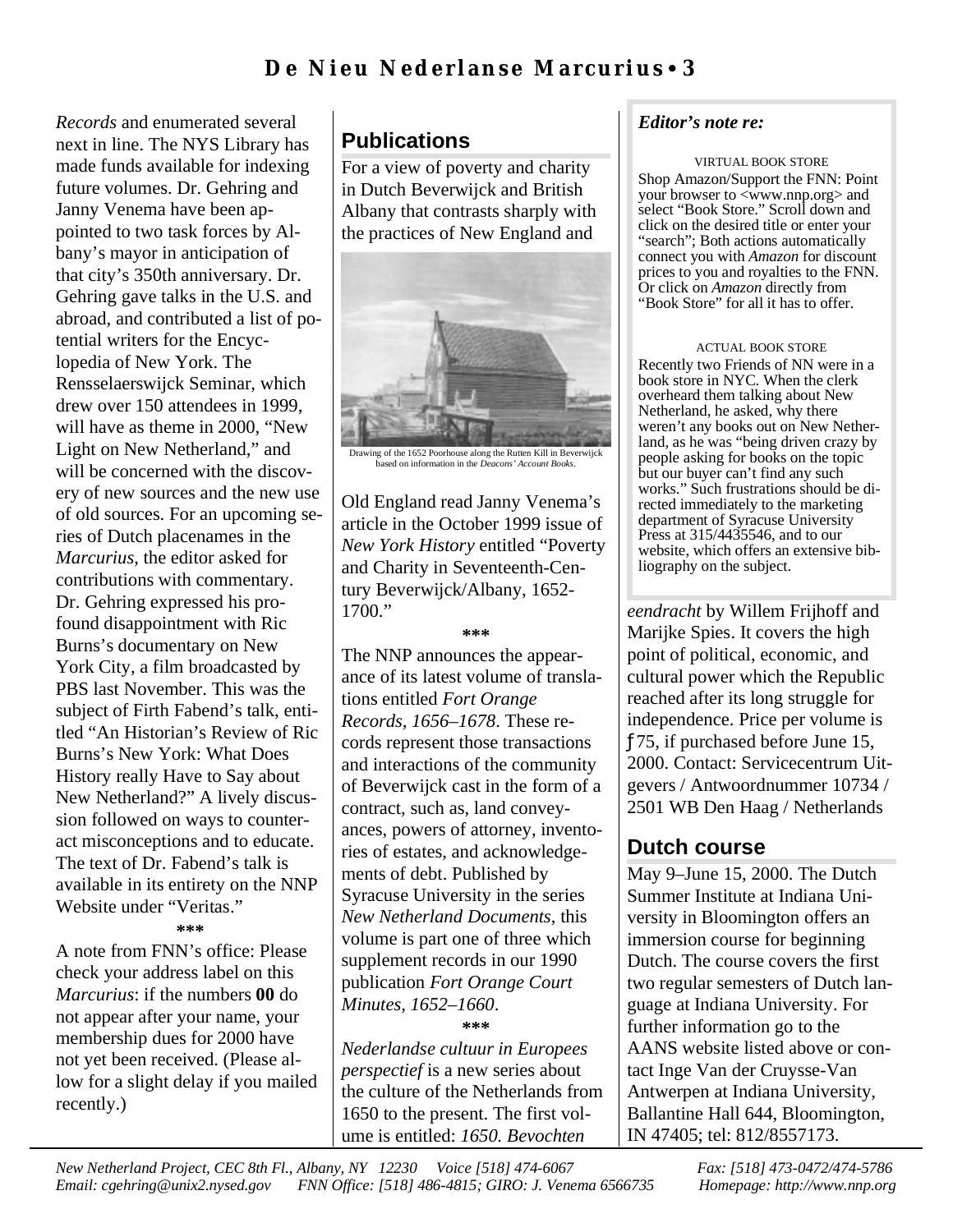*Records* and enumerated several next in line. The NYS Library has made funds available for indexing future volumes. Dr. Gehring and Janny Venema have been appointed to two task forces by Albany's mayor in anticipation of that city's 350th anniversary. Dr. Gehring gave talks in the U.S. and abroad, and contributed a list of potential writers for the Encyclopedia of New York. The Rensselaerswijck Seminar, which drew over 150 attendees in 1999, will have as theme in 2000, "New Light on New Netherland," and will be concerned with the discovery of new sources and the new use of old sources. For an upcoming series of Dutch placenames in the *Marcurius*, the editor asked for contributions with commentary. Dr. Gehring expressed his profound disappointment with Ric Burns's documentary on New York City, a film broadcasted by PBS last November. This was the subject of Firth Fabend's talk, entitled "An Historian's Review of Ric Burns's New York: What Does History really Have to Say about New Netherland?" A lively discussion followed on ways to counteract misconceptions and to educate. The text of Dr. Fabend's talk is available in its entirety on the NNP Website under "Veritas."

***

A note from FNN's office: Please check your address label on this *Marcurius*: if the numbers **00** do not appear after your name, your membership dues for 2000 have not yet been received. (Please allow for a slight delay if you mailed recently.)

## Publications

For a view of poverty and charity in Dutch Beverwijck and British Albany that contrasts sharply with the practices of New England and Old England read Janny Venema's article in the October 1999 issue of *New York History* entitled "Poverty and Charity in Seventeenth-Century Beverwijck/Albany, 1652-1700."

Drawing of the 1652 Poorhouse along the Rutten Kill in Beverwijck based on information in the *Deacons' Account Books*.

***

The NNP announces the appearance of its latest volume of translations entitled *Fort Orange Records, 1656–1678*. These records represent those transactions and interactions of the community of Beverwijck cast in the form of a contract, such as, land conveyances, powers of attorney, inventories of estates, and acknowledgements of debt. Published by Syracuse University in the series *New Netherland Documents*, this volume is part one of three which supplement records in our 1990 publication *Fort Orange Court Minutes, 1652–1660*.

***

*Nederlandse cultuur in Europees perspectief* is a new series about the culture of the Netherlands from 1650 to the present. The first volume is entitled: *1650. Bevochten eendracht* by Willem Frijhoff and Marijke Spies. It covers the high point of political, economic, and cultural power which the Republic reached after its long struggle for independence. Price per volume is ƒ75, if purchased before June 15, 2000. Contact: Servicecentrum Uitgevers / Antwoordnummer 10734 / 2501 WB Den Haag / Netherlands

***Editor's note re:***

VIRTUAL BOOK STORE

Shop Amazon/Support the FNN: Point your browser to <www.nnp.org> and select "Book Store." Scroll down and click on the desired title or enter your "search"; Both actions automatically connect you with *Amazon* for discount prices to you and royalties to the FNN. Or click on *Amazon* directly from "Book Store" for all it has to offer.

ACTUAL BOOK STORE

Recently two Friends of NN were in a book store in NYC. When the clerk overheard them talking about New Netherland, he asked, why there weren't any books out on New Netherland, as he was "being driven crazy by people asking for books on the topic but our buyer can't find any such works." Such frustrations should be directed immediately to the marketing department of Syracuse University Press at 315/4435546, and to our website, which offers an extensive bibliography on the subject.

## Dutch course

May 9–June 15, 2000. The Dutch Summer Institute at Indiana University in Bloomington offers an immersion course for beginning Dutch. The course covers the first two regular semesters of Dutch language at Indiana University. For further information go to the AANS website listed above or contact Inge Van der Cruysse-Van Antwerpen at Indiana University, Ballantine Hall 644, Bloomington, IN 47405; tel: 812/8557173.

*New Netherland Project, CEC 8th Fl., Albany, NY 12230 Voice [518] 474-6067 Fax: [518] 473-0472/474-5786*
*Email: cgehring@unix2.nysed.gov FNN Office: [518] 486-4815; GIRO: J. Venema 6566735 Homepage: http://www.nnp.org*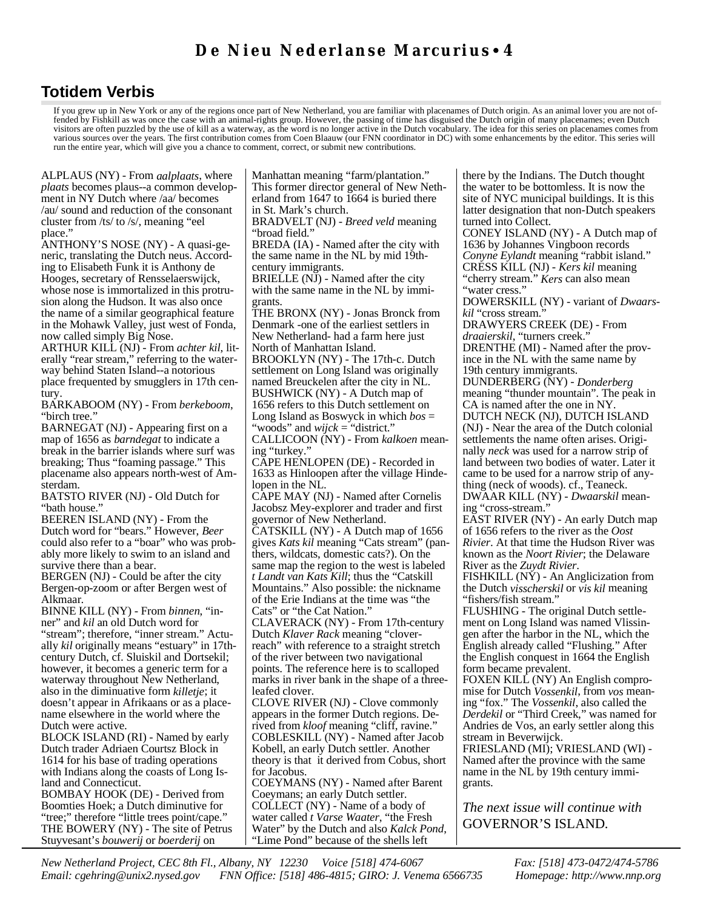## Totidem Verbis

If you grew up in New York or any of the regions once part of New Netherland, you are familiar with placenames of Dutch origin. As an animal lover you are not offended by Fishkill as was once the case with an animal-rights group. However, the passing of time has disguised the Dutch origin of many placenames; even Dutch visitors are often puzzled by the use of kill as a waterway, as the word is no longer active in the Dutch vocabulary. The idea for this series on placenames comes from various sources over the years. The first contribution comes from Coen Blaauw (our FNN coordinator in DC) with some enhancements by the editor. This series will run the entire year, which will give you a chance to comment, correct, or submit new contributions.

ALPLAUS (NY) - From *aalplaats*, where *plaats* becomes plaus--a common development in NY Dutch where /aa/ becomes /au/ sound and reduction of the consonant cluster from /ts/ to /s/, meaning "eel place."

ANTHONY'S NOSE (NY) - A quasi-generic, translating the Dutch neus. According to Elisabeth Funk it is Anthony de Hooges, secretary of Rensselaerswijck, whose nose is immortalized in this protrusion along the Hudson. It was also once the name of a similar geographical feature in the Mohawk Valley, just west of Fonda, now called simply Big Nose.

ARTHUR KILL (NJ) - From *achter kil*, literally "rear stream," referring to the waterway behind Staten Island--a notorious place frequented by smugglers in 17th century.

BARKABOOM (NY) - From *berkeboom*, "birch tree."

BARNEGAT (NJ) - Appearing first on a map of 1656 as *barndegat* to indicate a break in the barrier islands where surf was breaking; Thus "foaming passage." This placename also appears north-west of Amsterdam.

BATSTO RIVER (NJ) - Old Dutch for "bath house."

BEEREN ISLAND (NY) - From the Dutch word for "bears." However, *Beer* could also refer to a "boar" who was probably more likely to swim to an island and survive there than a bear.

BERGEN (NJ) - Could be after the city Bergen-op-zoom or after Bergen west of Alkmaar.

BINNE KILL (NY) - From *binnen*, "inner" and *kil* an old Dutch word for "stream"; therefore, "inner stream." Actually *kil* originally means "estuary" in 17th-century Dutch, cf. Sluiskil and Dortsekil; however, it becomes a generic term for a waterway throughout New Netherland, also in the diminuative form *killetje*; it doesn't appear in Afrikaans or as a placename elsewhere in the world where the Dutch were active.

BLOCK ISLAND (RI) - Named by early Dutch trader Adriaen Courtsz Block in 1614 for his base of trading operations with Indians along the coasts of Long Island and Connecticut.

BOMBAY HOOK (DE) - Derived from Boomties Hoek; a Dutch diminutive for "tree;" therefore "little trees point/cape."

THE BOWERY (NY) - The site of Petrus Stuyvesant's *bouwerij* or *boerderij* on Manhattan meaning "farm/plantation." This former director general of New Netherland from 1647 to 1664 is buried there in St. Mark's church.

BRADVELT (NJ) - *Breed veld* meaning "broad field."

BREDA (IA) - Named after the city with the same name in the NL by mid 19th-century immigrants.

BRIELLE (NJ) - Named after the city with the same name in the NL by immigrants.

THE BRONX (NY) - Jonas Bronck from Denmark -one of the earliest settlers in New Netherland- had a farm here just North of Manhattan Island.

BROOKLYN (NY) - The 17th-c. Dutch settlement on Long Island was originally named Breuckelen after the city in NL.

BUSHWICK (NY) - A Dutch map of 1656 refers to this Dutch settlement on Long Island as Boswyck in which *bos* = "woods" and *wijck* = "district."

CALLICOON (NY) - From *kalkoen* meaning "turkey."

CAPE HENLOPEN (DE) - Recorded in 1633 as Hinloopen after the village Hindelopen in the NL.

CAPE MAY (NJ) - Named after Cornelis Jacobsz Mey-explorer and trader and first governor of New Netherland.

CATSKILL (NY) - A Dutch map of 1656 gives *Kats kil* meaning "Cats stream" (panthers, wildcats, domestic cats?). On the same map the region to the west is labeled *t Landt van Kats Kill*; thus the "Catskill Mountains." Also possible: the nickname of the Erie Indians at the time was "the Cats" or "the Cat Nation."

CLAVERACK (NY) - From 17th-century Dutch *Klaver Rack* meaning "clover-reach" with reference to a straight stretch of the river between two navigational points. The reference here is to scalloped marks in river bank in the shape of a three-leafed clover.

CLOVE RIVER (NJ) - Clove commonly appears in the former Dutch regions. Derived from *kloof* meaning "cliff, ravine."

COBLESKILL (NY) - Named after Jacob Kobell, an early Dutch settler. Another theory is that it derived from Cobus, short for Jacobus.

COEYMANS (NY) - Named after Barent Coeymans; an early Dutch settler.

COLLECT (NY) - Name of a body of water called *t Varse Waater*, "the Fresh Water" by the Dutch and also *Kalck Pond*, "Lime Pond" because of the shells left there by the Indians. The Dutch thought the water to be bottomless. It is now the site of NYC municipal buildings. It is this latter designation that non-Dutch speakers turned into Collect.

CONEY ISLAND (NY) - A Dutch map of 1636 by Johannes Vingboon records *Conyne Eylandt* meaning "rabbit island."

CRESS KILL (NJ) - *Kers kil* meaning "cherry stream." *Kers* can also mean "water cress."

DOWERSKILL (NY) - variant of *Dwaarskil* "cross stream."

DRAWYERS CREEK (DE) - From *draaierskil*, "turners creek."

DRENTHE (MI) - Named after the province in the NL with the same name by 19th century immigrants.

DUNDERBERG (NY) - *Donderberg* meaning "thunder mountain". The peak in CA is named after the one in NY.

DUTCH NECK (NJ), DUTCH ISLAND (NJ) - Near the area of the Dutch colonial settlements the name often arises. Originally *neck* was used for a narrow strip of land between two bodies of water. Later it came to be used for a narrow strip of anything (neck of woods). cf., Teaneck.

DWAAR KILL (NY) - *Dwaarskil* meaning "cross-stream."

EAST RIVER (NY) - An early Dutch map of 1656 refers to the river as the *Oost Rivier*. At that time the Hudson River was known as the *Noort Rivier*; the Delaware River as the *Zuydt Rivier*.

FISHKILL (NY) - An Anglicization from the Dutch *visscherskil* or *vis kil* meaning "fishers/fish stream."

FLUSHING - The original Dutch settlement on Long Island was named Vlissingen after the harbor in the NL, which the English already called "Flushing." After the English conquest in 1664 the English form became prevalent.

FOXEN KILL (NY) An English compromise for Dutch *Vossenkil*, from *vos* meaning "fox." The *Vossenkil*, also called the *Derdekil* or "Third Creek," was named for Andries de Vos, an early settler along this stream in Beverwijck.

FRIESLAND (MI); VRIESLAND (WI) - Named after the province with the same name in the NL by 19th century immigrants.

*The next issue will continue with* GOVERNOR'S ISLAND.

*New Netherland Project, CEC 8th Fl., Albany, NY 12230 Voice [518] 474-6067 Fax: [518] 473-0472/474-5786*
*Email: cgehring@unix2.nysed.gov FNN Office: [518] 486-4815; GIRO: J. Venema 6566735 Homepage: http://www.nnp.org*